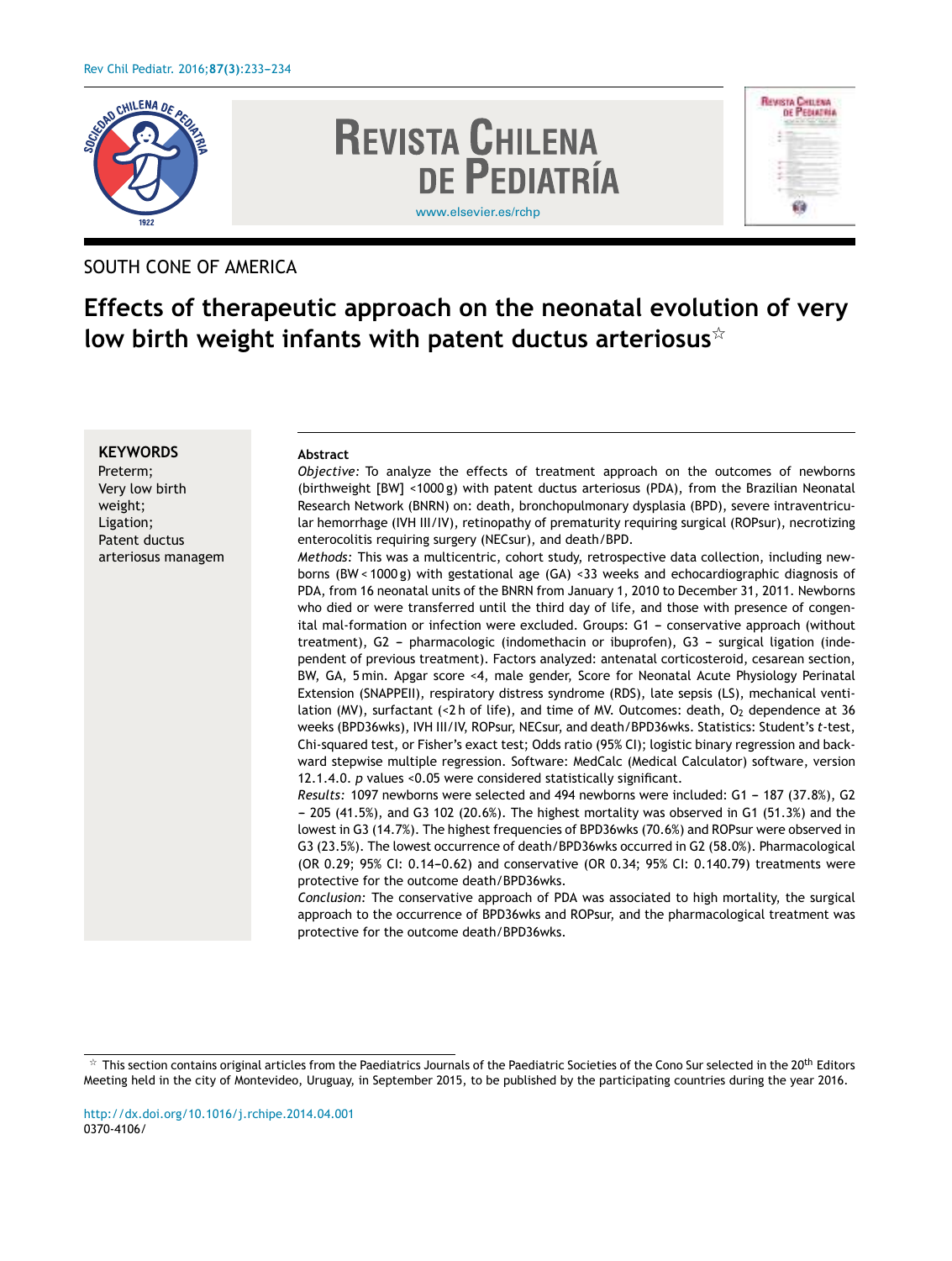SOUTH CONE OF AMERICA

# Effects of therapeutic approach on the neonatal evolution of very low birth weight infants with patent ductus arteriosus[☆]

**KEYWORDS**
Preterm;
Very low birth weight;
Ligation;
Patent ductus arteriosus managem

**Abstract**

*Objective:* To analyze the effects of treatment approach on the outcomes of newborns (birthweight [BW] <1000 g) with patent ductus arteriosus (PDA), from the Brazilian Neonatal Research Network (BNRN) on: death, bronchopulmonary dysplasia (BPD), severe intraventricular hemorrhage (IVH III/IV), retinopathy of prematurity requiring surgical (ROPsur), necrotizing enterocolitis requiring surgery (NECsur), and death/BPD.

*Methods:* This was a multicentric, cohort study, retrospective data collection, including newborns (BW < 1000 g) with gestational age (GA) <33 weeks and echocardiographic diagnosis of PDA, from 16 neonatal units of the BNRN from January 1, 2010 to December 31, 2011. Newborns who died or were transferred until the third day of life, and those with presence of congenital mal-formation or infection were excluded. Groups: G1 – conservative approach (without treatment), G2 – pharmacologic (indomethacin or ibuprofen), G3 – surgical ligation (independent of previous treatment). Factors analyzed: antenatal corticosteroid, cesarean section, BW, GA, 5 min. Apgar score <4, male gender, Score for Neonatal Acute Physiology Perinatal Extension (SNAPPEII), respiratory distress syndrome (RDS), late sepsis (LS), mechanical ventilation (MV), surfactant (<2 h of life), and time of MV. Outcomes: death, $O_2$ dependence at 36 weeks (BPD36wks), IVH III/IV, ROPsur, NECsur, and death/BPD36wks. Statistics: Student's *t*-test, Chi-squared test, or Fisher's exact test; Odds ratio (95% CI); logistic binary regression and backward stepwise multiple regression. Software: MedCalc (Medical Calculator) software, version 12.1.4.0. *p* values <0.05 were considered statistically significant.

*Results:* 1097 newborns were selected and 494 newborns were included: G1 – 187 (37.8%), G2 – 205 (41.5%), and G3 102 (20.6%). The highest mortality was observed in G1 (51.3%) and the lowest in G3 (14.7%). The highest frequencies of BPD36wks (70.6%) and ROPsur were observed in G3 (23.5%). The lowest occurrence of death/BPD36wks occurred in G2 (58.0%). Pharmacological (OR 0.29; 95% CI: 0.14–0.62) and conservative (OR 0.34; 95% CI: 0.140.79) treatments were protective for the outcome death/BPD36wks.

*Conclusion:* The conservative approach of PDA was associated to high mortality, the surgical approach to the occurrence of BPD36wks and ROPsur, and the pharmacological treatment was protective for the outcome death/BPD36wks.

[☆] This section contains original articles from the Paediatrics Journals of the Paediatric Societies of the Cono Sur selected in the 20th Editors Meeting held in the city of Montevideo, Uruguay, in September 2015, to be published by the participating countries during the year 2016.

http://dx.doi.org/10.1016/j.rchipe.2014.04.001
0370-4106/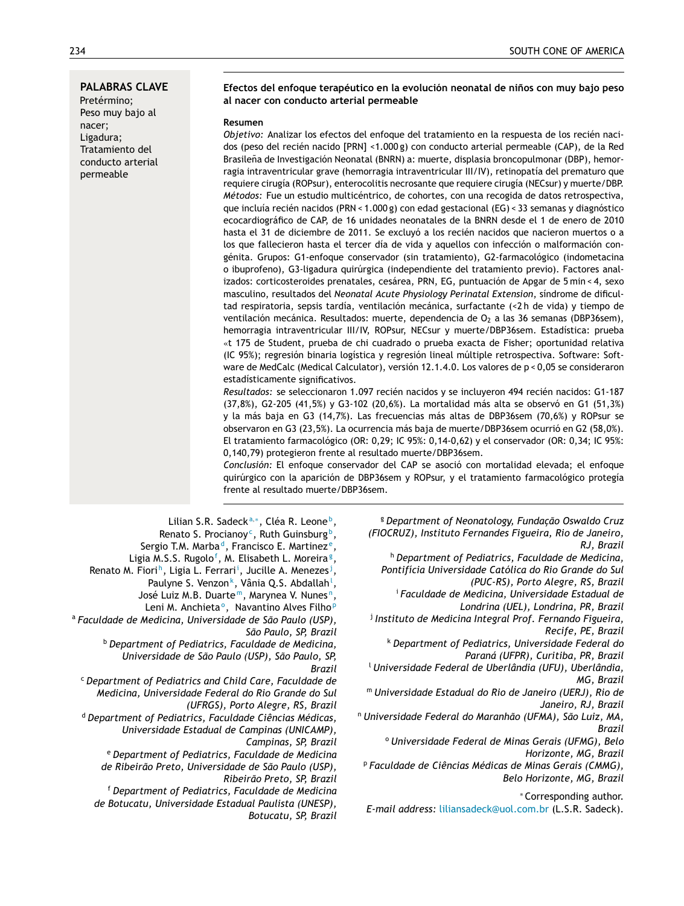**PALABRAS CLAVE**

Pretérmino;
Peso muy bajo al nacer;
Ligadura;
Tratamiento del conducto arterial permeable

## Efectos del enfoque terapéutico en la evolución neonatal de niños con muy bajo peso al nacer con conducto arterial permeable

**Resumen**

*Objetivo:* Analizar los efectos del enfoque del tratamiento en la respuesta de los recién nacidos (peso del recién nacido [PRN] <1.000 g) con conducto arterial permeable (CAP), de la Red Brasileña de Investigación Neonatal (BNRN) a: muerte, displasia broncopulmonar (DBP), hemorragia intraventricular grave (hemorragia intraventricular III/IV), retinopatía del prematuro que requiere cirugía (ROPsur), enterocolitis necrosante que requiere cirugía (NECsur) y muerte/DBP.

*Métodos:* Fue un estudio multicéntrico, de cohortes, con una recogida de datos retrospectiva, que incluía recién nacidos (PRN < 1.000 g) con edad gestacional (EG) < 33 semanas y diagnóstico ecocardiográfico de CAP, de 16 unidades neonatales de la BNRN desde el 1 de enero de 2010 hasta el 31 de diciembre de 2011. Se excluyó a los recién nacidos que nacieron muertos o a los que fallecieron hasta el tercer día de vida y aquellos con infección o malformación congénita. Grupos: G1-enfoque conservador (sin tratamiento), G2-farmacológico (indometacina o ibuprofeno), G3-ligadura quirúrgica (independiente del tratamiento previo). Factores analizados: corticosteroides prenatales, cesárea, PRN, EG, puntuación de Apgar de 5 min < 4, sexo masculino, resultados del *Neonatal Acute Physiology Perinatal Extension*, síndrome de dificultad respiratoria, sepsis tardía, ventilación mecánica, surfactante (<2 h de vida) y tiempo de ventilación mecánica. Resultados: muerte, dependencia de $O_2$ a las 36 semanas (DBP36sem), hemorragia intraventricular III/IV, ROPsur, NECsur y muerte/DBP36sem. Estadística: prueba «t 175 de Student, prueba de chi cuadrado o prueba exacta de Fisher; oportunidad relativa (IC 95%); regresión binaria logística y regresión lineal múltiple retrospectiva. Software: Software de MedCalc (Medical Calculator), versión 12.1.4.0. Los valores de p < 0,05 se consideraron estadísticamente significativos.

*Resultados:* se seleccionaron 1.097 recién nacidos y se incluyeron 494 recién nacidos: G1-187 (37,8%), G2-205 (41,5%) y G3-102 (20,6%). La mortalidad más alta se observó en G1 (51,3%) y la más baja en G3 (14,7%). Las frecuencias más altas de DBP36sem (70,6%) y ROPsur se observaron en G3 (23,5%). La ocurrencia más baja de muerte/DBP36sem ocurrió en G2 (58,0%). El tratamiento farmacológico (OR: 0,29; IC 95%: 0,14-0,62) y el conservador (OR: 0,34; IC 95%: 0,140,79) protegieron frente al resultado muerte/DBP36sem.

*Conclusión:* El enfoque conservador del CAP se asoció con mortalidad elevada; el enfoque quirúrgico con la aparición de DBP36sem y ROPsur, y el tratamiento farmacológico protegía frente al resultado muerte/DBP36sem.

Lilian S.R. Sadeck[a,*], Cléa R. Leone[b], Renato S. Procianoy[c], Ruth Guinsburg[b], Sergio T.M. Marba[d], Francisco E. Martinez[e], Ligia M.S.S. Rugolo[f], M. Elisabeth L. Moreira[g], Renato M. Fiori[h], Ligia L. Ferrari[i], Jucille A. Menezes[j], Paulyne S. Venzon[k], Vânia Q.S. Abdallah[l], José Luiz M.B. Duarte[m], Marynea V. Nunes[n], Leni M. Anchieta[o], Navantino Alves Filho[p]

[a] *Faculdade de Medicina, Universidade de São Paulo (USP), São Paulo, SP, Brazil*

[b] *Department of Pediatrics, Faculdade de Medicina, Universidade de São Paulo (USP), São Paulo, SP, Brazil*

[c] *Department of Pediatrics and Child Care, Faculdade de Medicina, Universidade Federal do Rio Grande do Sul (UFRGS), Porto Alegre, RS, Brazil*

[d] *Department of Pediatrics, Faculdade Ciências Médicas, Universidade Estadual de Campinas (UNICAMP), Campinas, SP, Brazil*

[e] *Department of Pediatrics, Faculdade de Medicina de Ribeirão Preto, Universidade de São Paulo (USP), Ribeirão Preto, SP, Brazil*

[f] *Department of Pediatrics, Faculdade de Medicina de Botucatu, Universidade Estadual Paulista (UNESP), Botucatu, SP, Brazil*

[g] *Department of Neonatology, Fundação Oswaldo Cruz (FIOCRUZ), Instituto Fernandes Figueira, Rio de Janeiro, RJ, Brazil*

[h] *Department of Pediatrics, Faculdade de Medicina, Pontifícia Universidade Católica do Rio Grande do Sul (PUC-RS), Porto Alegre, RS, Brazil*

[i] *Faculdade de Medicina, Universidade Estadual de Londrina (UEL), Londrina, PR, Brazil*

[j] *Instituto de Medicina Integral Prof. Fernando Figueira, Recife, PE, Brazil*

[k] *Department of Pediatrics, Universidade Federal do Paraná (UFPR), Curitiba, PR, Brazil*

[l] *Universidade Federal de Uberlândia (UFU), Uberlândia, MG, Brazil*

[m] *Universidade Estadual do Rio de Janeiro (UERJ), Rio de Janeiro, RJ, Brazil*

[n] *Universidade Federal do Maranhão (UFMA), São Luiz, MA, Brazil*

[o] *Universidade Federal de Minas Gerais (UFMG), Belo Horizonte, MG, Brazil*

[p] *Faculdade de Ciências Médicas de Minas Gerais (CMMG), Belo Horizonte, MG, Brazil*

* Corresponding author.
*E-mail address:* liliansadeck@uol.com.br (L.S.R. Sadeck).